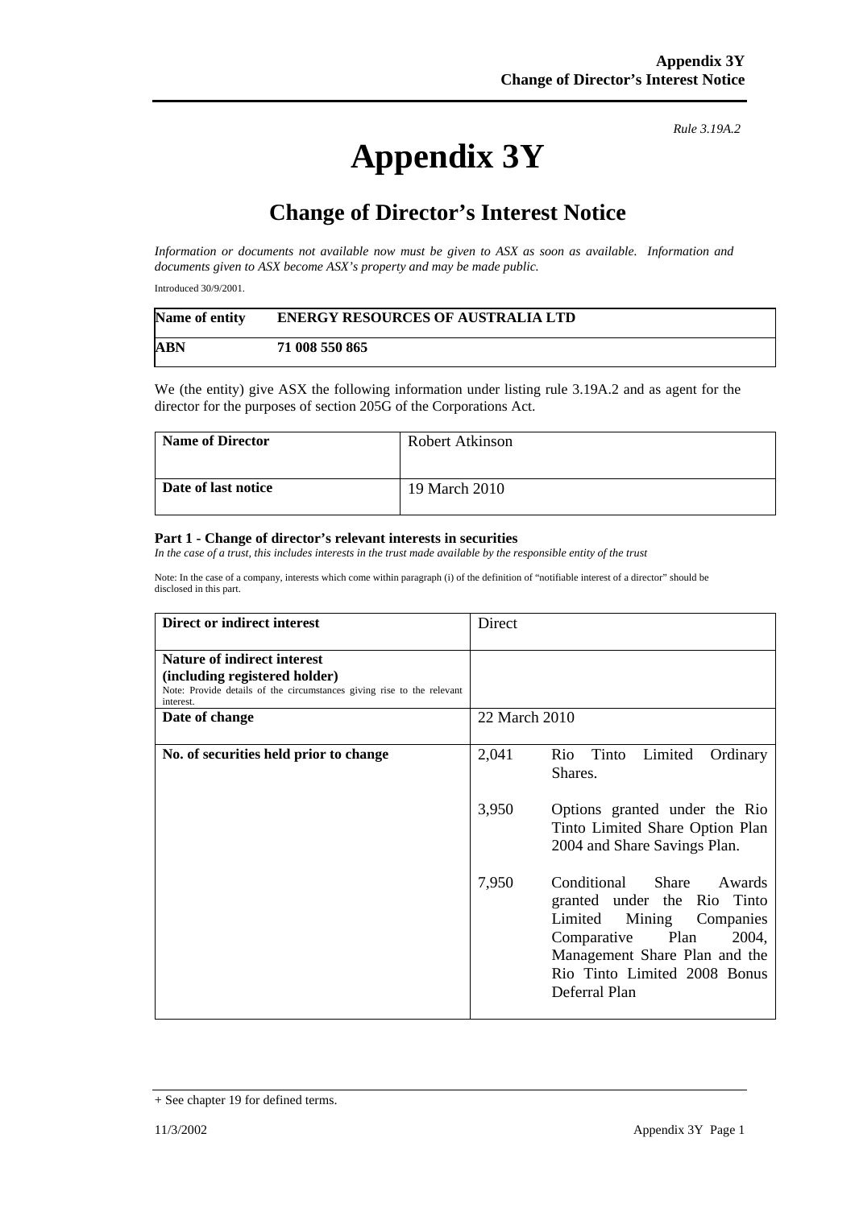*Rule 3.19A.2*

# Appendix 3Y

## Change of Director's Interest Notice

*Information or documents not available now must be given to ASX as soon as available. Information and documents given to ASX become ASX's property and may be made public.*

Introduced 30/9/2001.

| Name of entity | ENERGY RESOURCES OF AUSTRALIA LTD |
|---|---|
| ABN | 71 008 550 865 |

We (the entity) give ASX the following information under listing rule 3.19A.2 and as agent for the director for the purposes of section 205G of the Corporations Act.

| Name of Director | Robert Atkinson |
|---|---|
| Date of last notice | 19 March 2010 |

### Part 1 - Change of director's relevant interests in securities

*In the case of a trust, this includes interests in the trust made available by the responsible entity of the trust*

Note: In the case of a company, interests which come within paragraph (i) of the definition of "notifiable interest of a director" should be disclosed in this part.

| Direct or indirect interest | Direct |
|---|---|
| **Nature of indirect interest (including registered holder)**<br>Note: Provide details of the circumstances giving rise to the relevant interest. | |
| **Date of change** | 22 March 2010 |
| **No. of securities held prior to change** | 2,041 Rio Tinto Limited Ordinary Shares.<br><br>3,950 Options granted under the Rio Tinto Limited Share Option Plan 2004 and Share Savings Plan.<br><br>7,950 Conditional Share Awards granted under the Rio Tinto Limited Mining Companies Comparative Plan 2004, Management Share Plan and the Rio Tinto Limited 2008 Bonus Deferral Plan |

+ See chapter 19 for defined terms.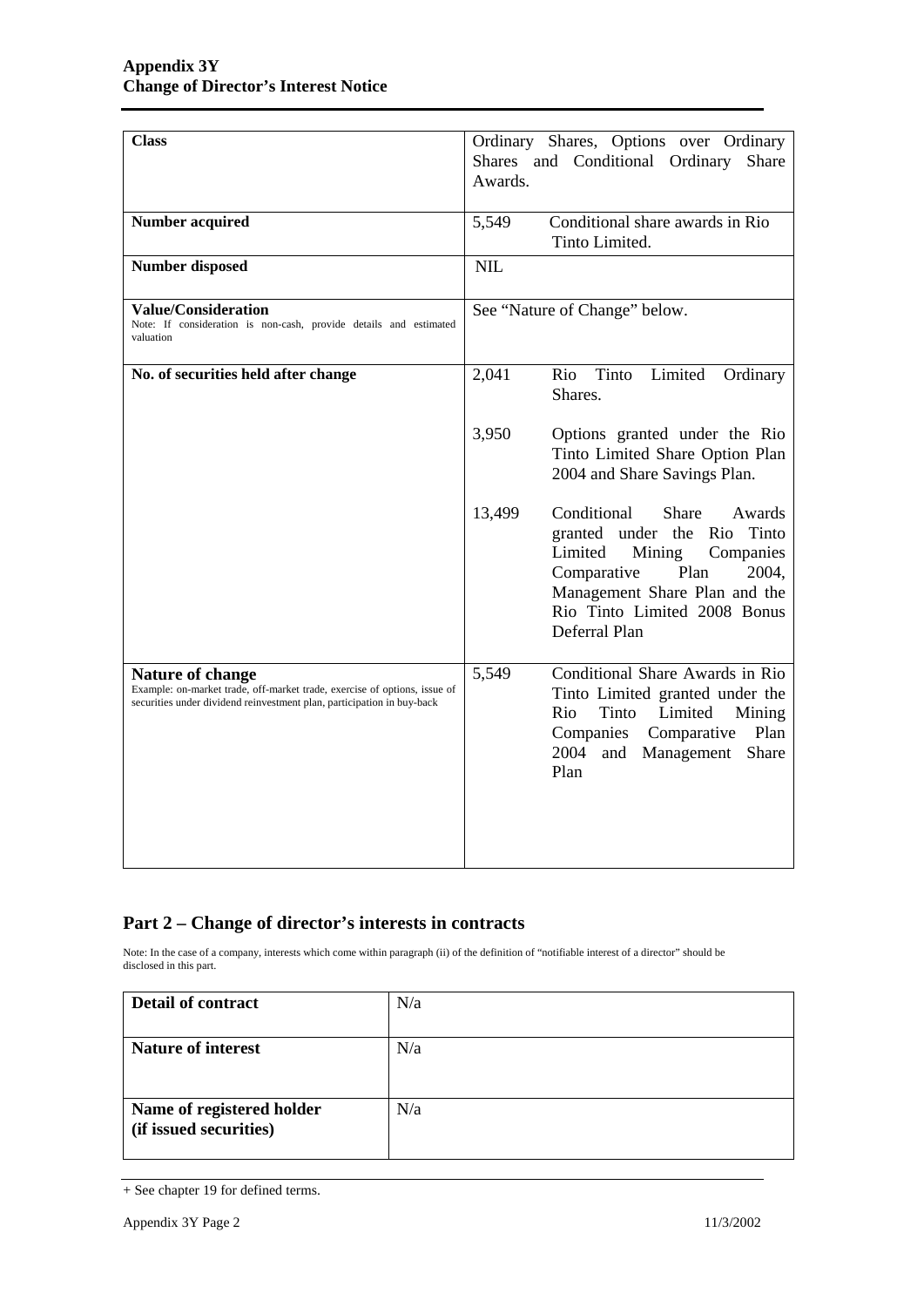| **Class** | Ordinary Shares, Options over Ordinary Shares and Conditional Ordinary Share Awards. |
|---|---|
| **Number acquired** | 5,549 Conditional share awards in Rio Tinto Limited. |
| **Number disposed** | NIL |
| **Value/Consideration**<br>Note: If consideration is non-cash, provide details and estimated valuation | See "Nature of Change" below. |
| **No. of securities held after change** | 2,041 Rio Tinto Limited Ordinary Shares.<br><br>3,950 Options granted under the Rio Tinto Limited Share Option Plan 2004 and Share Savings Plan.<br><br>13,499 Conditional Share Awards granted under the Rio Tinto Limited Mining Companies Comparative Plan 2004, Management Share Plan and the Rio Tinto Limited 2008 Bonus Deferral Plan |
| **Nature of change**<br>Example: on-market trade, off-market trade, exercise of options, issue of securities under dividend reinvestment plan, participation in buy-back | 5,549 Conditional Share Awards in Rio Tinto Limited granted under the Rio Tinto Limited Mining Companies Comparative Plan 2004 and Management Share Plan |

## Part 2 – Change of director's interests in contracts

Note: In the case of a company, interests which come within paragraph (ii) of the definition of "notifiable interest of a director" should be disclosed in this part.

| **Detail of contract** | N/a |
|---|---|
| **Nature of interest** | N/a |
| **Name of registered holder (if issued securities)** | N/a |

+ See chapter 19 for defined terms.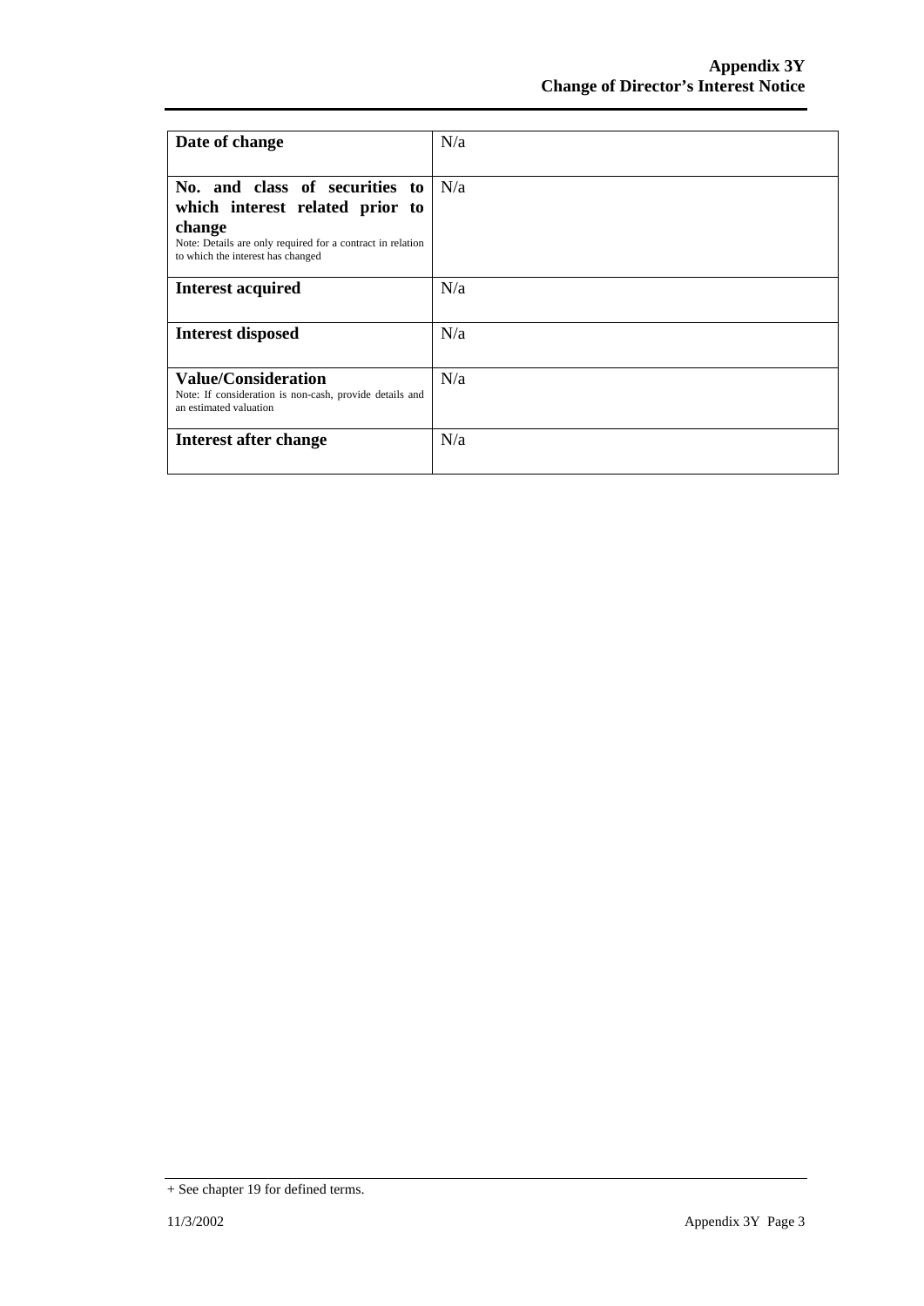| | |
|---|---|
| **Date of change** | N/a |
| **No. and class of securities to which interest related prior to change**<br>Note: Details are only required for a contract in relation to which the interest has changed | N/a |
| **Interest acquired** | N/a |
| **Interest disposed** | N/a |
| **Value/Consideration**<br>Note: If consideration is non-cash, provide details and an estimated valuation | N/a |
| **Interest after change** | N/a |

+ See chapter 19 for defined terms.